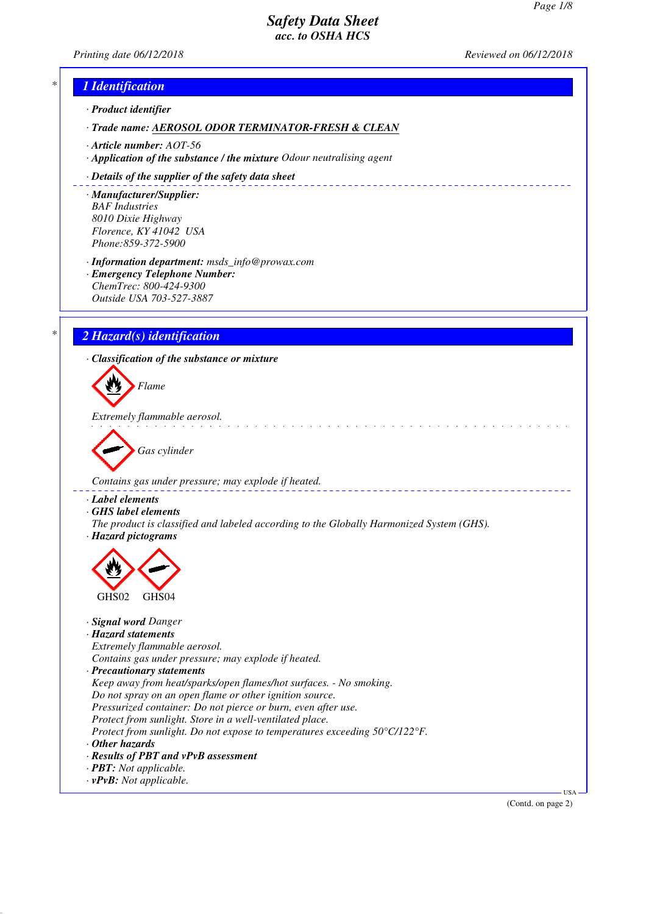# Safety Data Sheet
## acc. to OSHA HCS

Printing date 06/12/2018 Reviewed on 06/12/2018

## 1 Identification

· **Product identifier**

· **Trade name: AEROSOL ODOR TERMINATOR-FRESH & CLEAN**

· **Article number:** AOT-56

· **Application of the substance / the mixture** Odour neutralising agent

· **Details of the supplier of the safety data sheet**

· **Manufacturer/Supplier:**
BAF Industries
8010 Dixie Highway
Florence, KY 41042 USA
Phone:859-372-5900

· **Information department:** msds_info@prowax.com

· **Emergency Telephone Number:**
ChemTrec: 800-424-9300
Outside USA 703-527-3887

## 2 Hazard(s) identification

· **Classification of the substance or mixture**

Flame

Extremely flammable aerosol.

Gas cylinder

Contains gas under pressure; may explode if heated.

· **Label elements**

· **GHS label elements**
The product is classified and labeled according to the Globally Harmonized System (GHS).

· **Hazard pictograms**

GHS02 GHS04

· **Signal word** Danger

· **Hazard statements**
Extremely flammable aerosol.
Contains gas under pressure; may explode if heated.

· **Precautionary statements**
Keep away from heat/sparks/open flames/hot surfaces. - No smoking.
Do not spray on an open flame or other ignition source.
Pressurized container: Do not pierce or burn, even after use.
Protect from sunlight. Store in a well-ventilated place.
Protect from sunlight. Do not expose to temperatures exceeding 50°C/122°F.

· **Other hazards**

· **Results of PBT and vPvB assessment**

· **PBT:** Not applicable.

· **vPvB:** Not applicable.

(Contd. on page 2)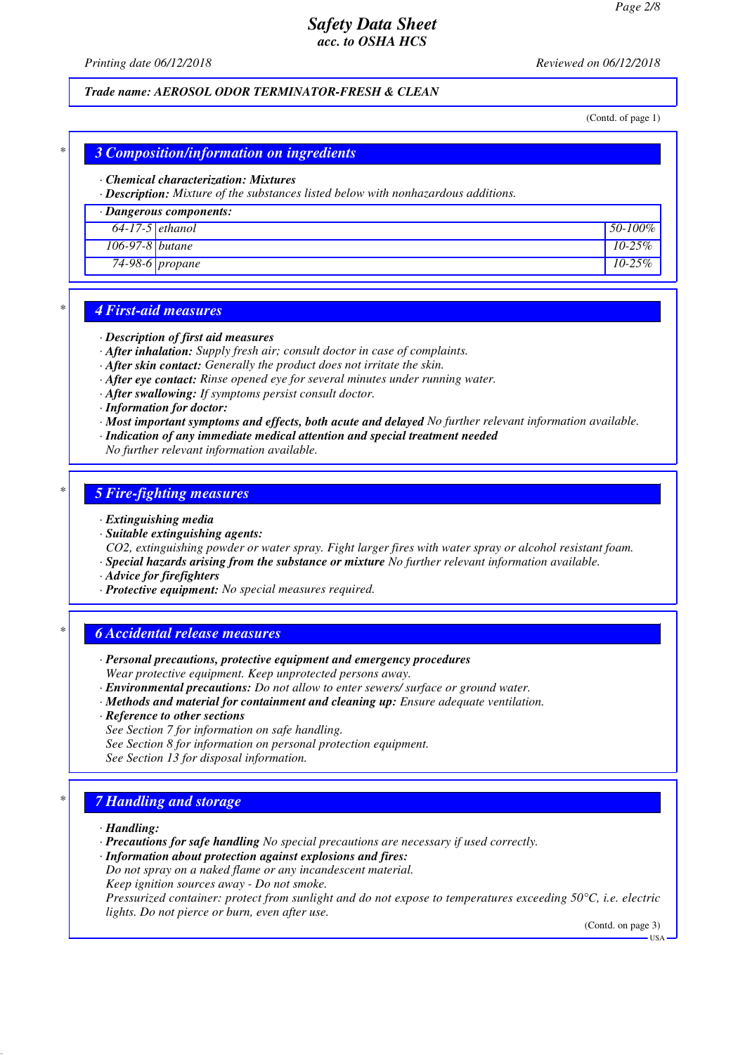(Contd. of page 1)

## 3 Composition/information on ingredients

· **Chemical characterization: Mixtures**
· **Description:** Mixture of the substances listed below with nonhazardous additions.

| · Dangerous components: | | |
|---|---|---|
| 64-17-5 | ethanol | 50-100% |
| 106-97-8 | butane | 10-25% |
| 74-98-6 | propane | 10-25% |

## 4 First-aid measures

· **Description of first aid measures**
· **After inhalation:** Supply fresh air; consult doctor in case of complaints.
· **After skin contact:** Generally the product does not irritate the skin.
· **After eye contact:** Rinse opened eye for several minutes under running water.
· **After swallowing:** If symptoms persist consult doctor.
· **Information for doctor:**
· **Most important symptoms and effects, both acute and delayed** No further relevant information available.
· **Indication of any immediate medical attention and special treatment needed**
No further relevant information available.

## 5 Fire-fighting measures

· **Extinguishing media**
· **Suitable extinguishing agents:**
CO2, extinguishing powder or water spray. Fight larger fires with water spray or alcohol resistant foam.
· **Special hazards arising from the substance or mixture** No further relevant information available.
· **Advice for firefighters**
· **Protective equipment:** No special measures required.

## 6 Accidental release measures

· **Personal precautions, protective equipment and emergency procedures**
Wear protective equipment. Keep unprotected persons away.
· **Environmental precautions:** Do not allow to enter sewers/ surface or ground water.
· **Methods and material for containment and cleaning up:** Ensure adequate ventilation.
· **Reference to other sections**
See Section 7 for information on safe handling.
See Section 8 for information on personal protection equipment.
See Section 13 for disposal information.

## 7 Handling and storage

· **Handling:**
· **Precautions for safe handling** No special precautions are necessary if used correctly.
· **Information about protection against explosions and fires:**
Do not spray on a naked flame or any incandescent material.
Keep ignition sources away - Do not smoke.
Pressurized container: protect from sunlight and do not expose to temperatures exceeding 50°C, i.e. electric lights. Do not pierce or burn, even after use.

(Contd. on page 3)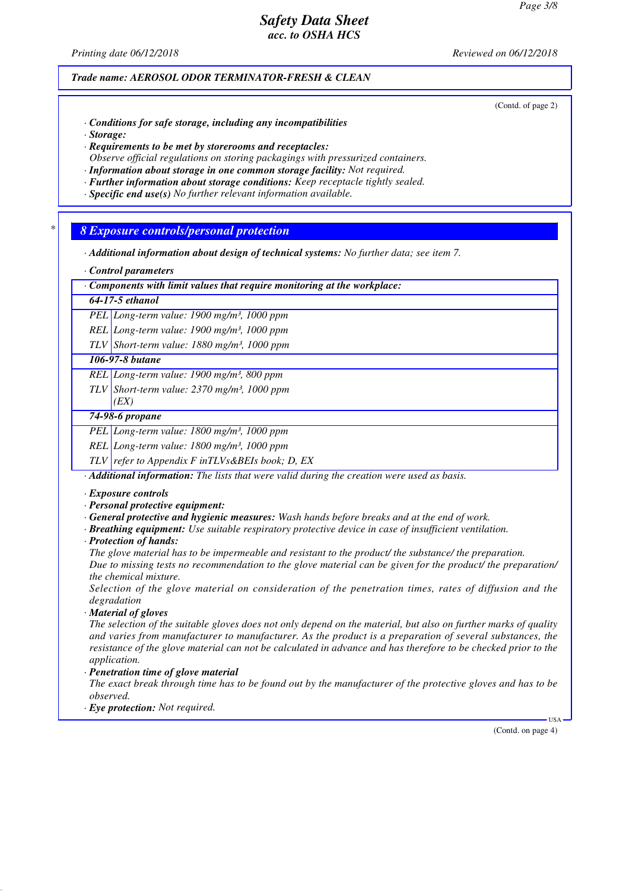*Trade name: AEROSOL ODOR TERMINATOR-FRESH & CLEAN*

(Contd. of page 2)

· **Conditions for safe storage, including any incompatibilities**
· **Storage:**
· **Requirements to be met by storerooms and receptacles:**
Observe official regulations on storing packagings with pressurized containers.
· **Information about storage in one common storage facility:** Not required.
· **Further information about storage conditions:** Keep receptacle tightly sealed.
· **Specific end use(s)** No further relevant information available.

## 8 Exposure controls/personal protection

· **Additional information about design of technical systems:** No further data; see item 7.

· **Control parameters**

| · Components with limit values that require monitoring at the workplace: | |
|---|---|
| **64-17-5 ethanol** | |
| PEL | Long-term value: 1900 mg/m³, 1000 ppm |
| REL | Long-term value: 1900 mg/m³, 1000 ppm |
| TLV | Short-term value: 1880 mg/m³, 1000 ppm |
| **106-97-8 butane** | |
| REL | Long-term value: 1900 mg/m³, 800 ppm |
| TLV | Short-term value: 2370 mg/m³, 1000 ppm (EX) |
| **74-98-6 propane** | |
| PEL | Long-term value: 1800 mg/m³, 1000 ppm |
| REL | Long-term value: 1800 mg/m³, 1000 ppm |
| TLV | refer to Appendix F inTLVs&BEIs book; D, EX |

· **Additional information:** The lists that were valid during the creation were used as basis.

· **Exposure controls**
· **Personal protective equipment:**
· **General protective and hygienic measures:** Wash hands before breaks and at the end of work.
· **Breathing equipment:** Use suitable respiratory protective device in case of insufficient ventilation.
· **Protection of hands:**
The glove material has to be impermeable and resistant to the product/ the substance/ the preparation.
Due to missing tests no recommendation to the glove material can be given for the product/ the preparation/ the chemical mixture.
Selection of the glove material on consideration of the penetration times, rates of diffusion and the degradation
· **Material of gloves**
The selection of the suitable gloves does not only depend on the material, but also on further marks of quality and varies from manufacturer to manufacturer. As the product is a preparation of several substances, the resistance of the glove material can not be calculated in advance and has therefore to be checked prior to the application.
· **Penetration time of glove material**
The exact break through time has to be found out by the manufacturer of the protective gloves and has to be observed.
· **Eye protection:** Not required.

(Contd. on page 4)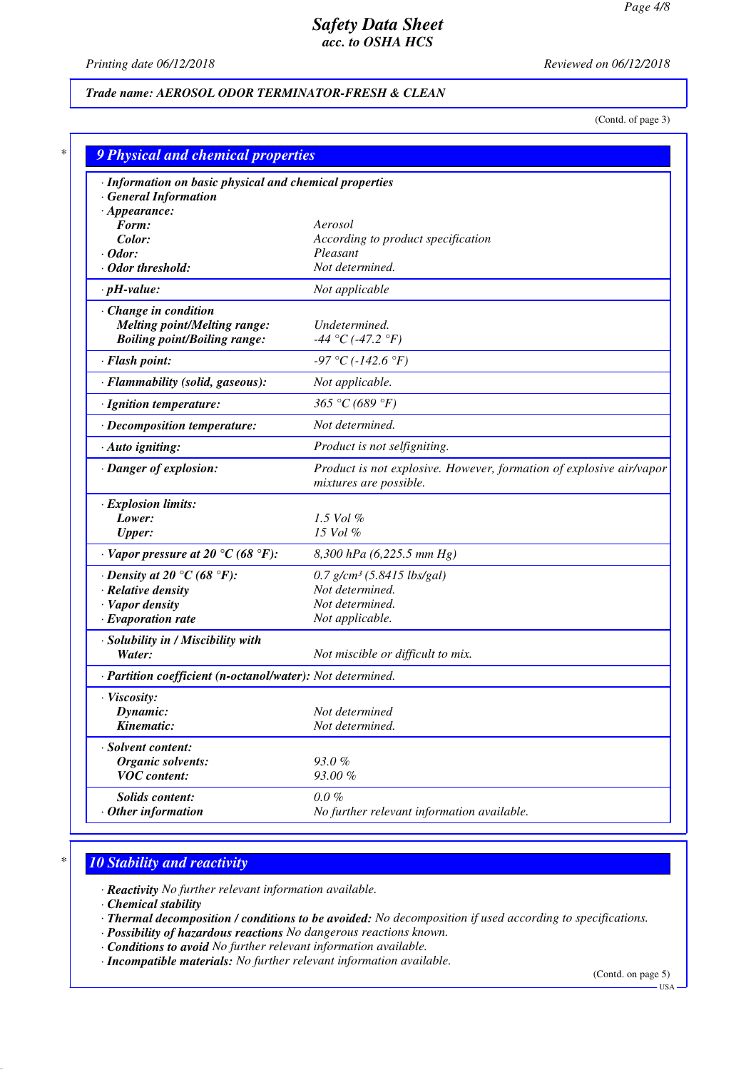Trade name: AEROSOL ODOR TERMINATOR-FRESH & CLEAN

(Contd. of page 3)

## 9 Physical and chemical properties

| | |
|---|---|
| **· Information on basic physical and chemical properties** | |
| **· General Information** | |
| **· Appearance:** | |
| **Form:** | Aerosol |
| **Color:** | According to product specification |
| **· Odor:** | Pleasant |
| **· Odor threshold:** | Not determined. |
| **· pH-value:** | Not applicable |
| **· Change in condition** | |
| **Melting point/Melting range:** | Undetermined. |
| **Boiling point/Boiling range:** | -44 °C (-47.2 °F) |
| **· Flash point:** | -97 °C (-142.6 °F) |
| **· Flammability (solid, gaseous):** | Not applicable. |
| **· Ignition temperature:** | 365 °C (689 °F) |
| **· Decomposition temperature:** | Not determined. |
| **· Auto igniting:** | Product is not selfigniting. |
| **· Danger of explosion:** | Product is not explosive. However, formation of explosive air/vapor mixtures are possible. |
| **· Explosion limits:** | |
| **Lower:** | 1.5 Vol % |
| **Upper:** | 15 Vol % |
| **· Vapor pressure at 20 °C (68 °F):** | 8,300 hPa (6,225.5 mm Hg) |
| **· Density at 20 °C (68 °F):** | 0.7 g/cm³ (5.8415 lbs/gal) |
| **· Relative density** | Not determined. |
| **· Vapor density** | Not determined. |
| **· Evaporation rate** | Not applicable. |
| **· Solubility in / Miscibility with** | |
| **Water:** | Not miscible or difficult to mix. |
| **· Partition coefficient (n-octanol/water):** | Not determined. |
| **· Viscosity:** | |
| **Dynamic:** | Not determined |
| **Kinematic:** | Not determined. |
| **· Solvent content:** | |
| **Organic solvents:** | 93.0 % |
| **VOC content:** | 93.00 % |
| **Solids content:** | 0.0 % |
| **· Other information** | No further relevant information available. |

## 10 Stability and reactivity

- **Reactivity** No further relevant information available.
- **Chemical stability**
- **Thermal decomposition / conditions to be avoided:** No decomposition if used according to specifications.
- **Possibility of hazardous reactions** No dangerous reactions known.
- **Conditions to avoid** No further relevant information available.
- **Incompatible materials:** No further relevant information available.

(Contd. on page 5)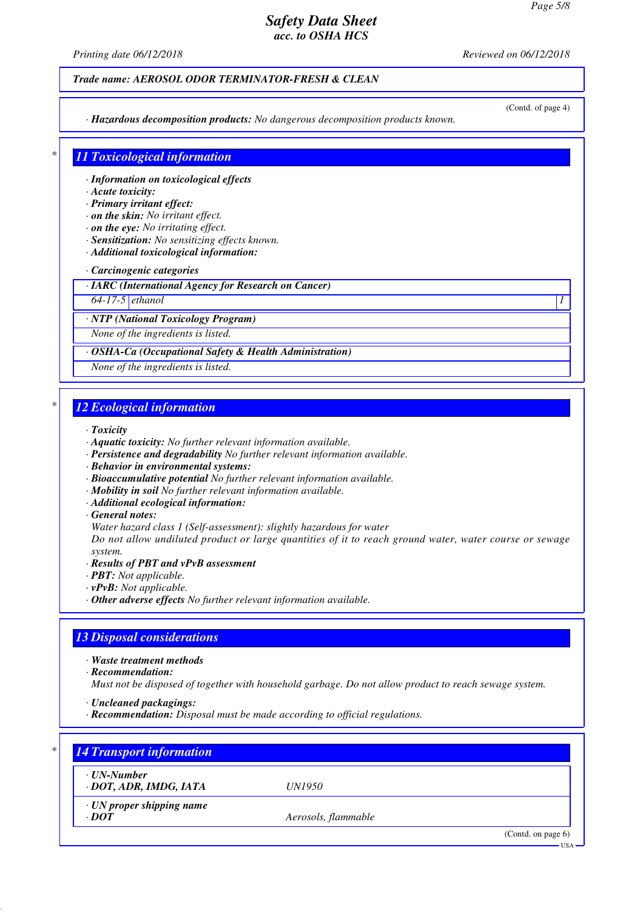Trade name: AEROSOL ODOR TERMINATOR-FRESH & CLEAN

(Contd. of page 4)

· **Hazardous decomposition products:** No dangerous decomposition products known.

## 11 Toxicological information

· **Information on toxicological effects**
· **Acute toxicity:**
· **Primary irritant effect:**
· **on the skin:** No irritant effect.
· **on the eye:** No irritating effect.
· **Sensitization:** No sensitizing effects known.
· **Additional toxicological information:**

· **Carcinogenic categories**

| · IARC (International Agency for Research on Cancer) | | |
|---|---|---|
| 64-17-5 | ethanol | 1 |

| · NTP (National Toxicology Program) |
|---|
| None of the ingredients is listed. |

| · OSHA-Ca (Occupational Safety & Health Administration) |
|---|
| None of the ingredients is listed. |

## 12 Ecological information

· **Toxicity**
· **Aquatic toxicity:** No further relevant information available.
· **Persistence and degradability** No further relevant information available.
· **Behavior in environmental systems:**
· **Bioaccumulative potential** No further relevant information available.
· **Mobility in soil** No further relevant information available.
· **Additional ecological information:**
· **General notes:**
Water hazard class 1 (Self-assessment): slightly hazardous for water
Do not allow undiluted product or large quantities of it to reach ground water, water course or sewage system.
· **Results of PBT and vPvB assessment**
· **PBT:** Not applicable.
· **vPvB:** Not applicable.
· **Other adverse effects** No further relevant information available.

## 13 Disposal considerations

· **Waste treatment methods**
· **Recommendation:**
Must not be disposed of together with household garbage. Do not allow product to reach sewage system.

· **Uncleaned packagings:**
· **Recommendation:** Disposal must be made according to official regulations.

## 14 Transport information

| · UN-Number | |
|---|---|
| · DOT, ADR, IMDG, IATA | UN1950 |

| · UN proper shipping name | |
|---|---|
| · DOT | Aerosols, flammable |

(Contd. on page 6)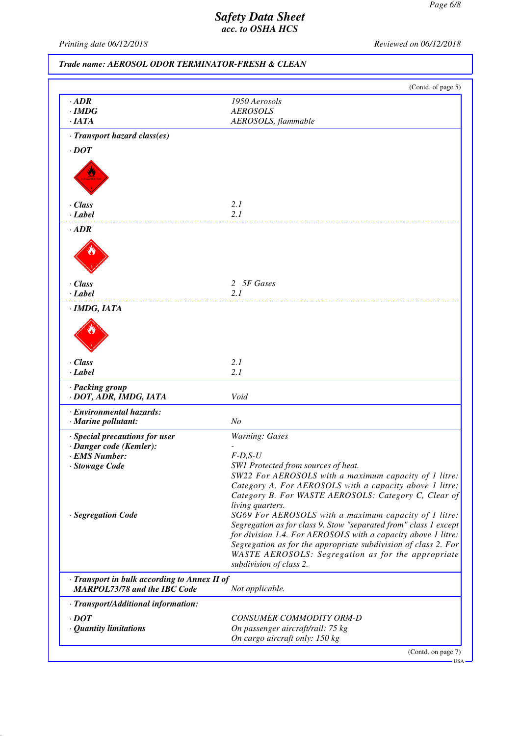**Trade name: AEROSOL ODOR TERMINATOR-FRESH & CLEAN**

(Contd. of page 5)

| | |
|---|---|
| · **ADR** | 1950 Aerosols |
| · **IMDG** | AEROSOLS |
| · **IATA** | AEROSOLS, flammable |

· **Transport hazard class(es)**

· **DOT**

| | |
|---|---|
| · **Class** | 2.1 |
| · **Label** | 2.1 |

· **ADR**

| | |
|---|---|
| · **Class** | 2 5F Gases |
| · **Label** | 2.1 |

· **IMDG, IATA**

| | |
|---|---|
| · **Class** | 2.1 |
| · **Label** | 2.1 |

| | |
|---|---|
| · **Packing group** | |
| · **DOT, ADR, IMDG, IATA** | Void |
| · **Environmental hazards:** | |
| · **Marine pollutant:** | No |
| · **Special precautions for user** | Warning: Gases |
| · **Danger code (Kemler):** | - |
| · **EMS Number:** | F-D,S-U |
| · **Stowage Code** | SW1 Protected from sources of heat. SW22 For AEROSOLS with a maximum capacity of 1 litre: Category A. For AEROSOLS with a capacity above 1 litre: Category B. For WASTE AEROSOLS: Category C, Clear of living quarters. |
| · **Segregation Code** | SG69 For AEROSOLS with a maximum capacity of 1 litre: Segregation as for class 9. Stow "separated from" class 1 except for division 1.4. For AEROSOLS with a capacity above 1 litre: Segregation as for the appropriate subdivision of class 2. For WASTE AEROSOLS: Segregation as for the appropriate subdivision of class 2. |
| · **Transport in bulk according to Annex II of MARPOL73/78 and the IBC Code** | Not applicable. |

· **Transport/Additional information:**

| | |
|---|---|
| · **DOT** | CONSUMER COMMODITY ORM-D |
| · **Quantity limitations** | On passenger aircraft/rail: 75 kg<br>On cargo aircraft only: 150 kg |

(Contd. on page 7)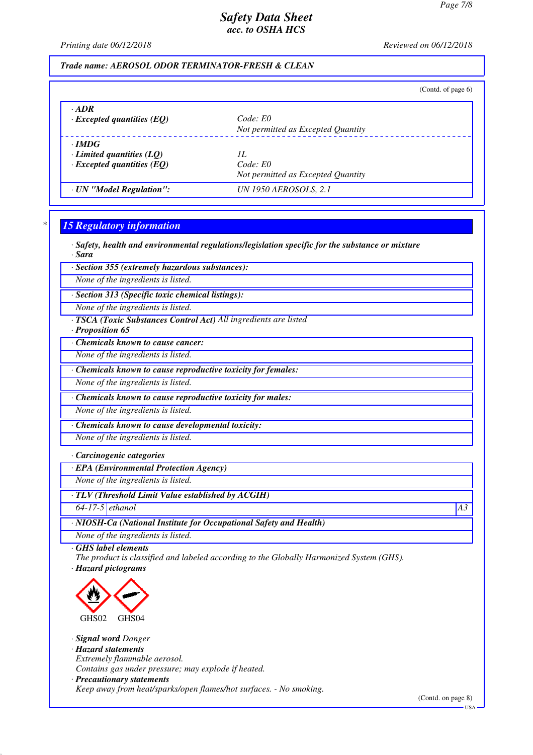(Contd. of page 6)

| | |
|---|---|
| · **ADR** | |
| · **Excepted quantities (EQ)** | Code: E0<br>Not permitted as Excepted Quantity |
| · **IMDG** | |
| · **Limited quantities (LQ)** | 1L |
| · **Excepted quantities (EQ)** | Code: E0<br>Not permitted as Excepted Quantity |
| · **UN "Model Regulation":** | UN 1950 AEROSOLS, 2.1 |

## 15 Regulatory information

· **Safety, health and environmental regulations/legislation specific for the substance or mixture**

· **Sara**

· **Section 355 (extremely hazardous substances):**

None of the ingredients is listed.

· **Section 313 (Specific toxic chemical listings):**

None of the ingredients is listed.

· **TSCA (Toxic Substances Control Act)** All ingredients are listed

· **Proposition 65**

· **Chemicals known to cause cancer:**

None of the ingredients is listed.

· **Chemicals known to cause reproductive toxicity for females:**

None of the ingredients is listed.

· **Chemicals known to cause reproductive toxicity for males:**

None of the ingredients is listed.

· **Chemicals known to cause developmental toxicity:**

None of the ingredients is listed.

· **Carcinogenic categories**

· **EPA (Environmental Protection Agency)**

None of the ingredients is listed.

· **TLV (Threshold Limit Value established by ACGIH)**

| | | |
|---|---|---|
| 64-17-5 | ethanol | A3 |

· **NIOSH-Ca (National Institute for Occupational Safety and Health)**

None of the ingredients is listed.

· **GHS label elements**

The product is classified and labeled according to the Globally Harmonized System (GHS).

· **Hazard pictograms**

GHS02 GHS04

· **Signal word** Danger

· **Hazard statements**

Extremely flammable aerosol.

Contains gas under pressure; may explode if heated.

· **Precautionary statements**

Keep away from heat/sparks/open flames/hot surfaces. - No smoking.

(Contd. on page 8)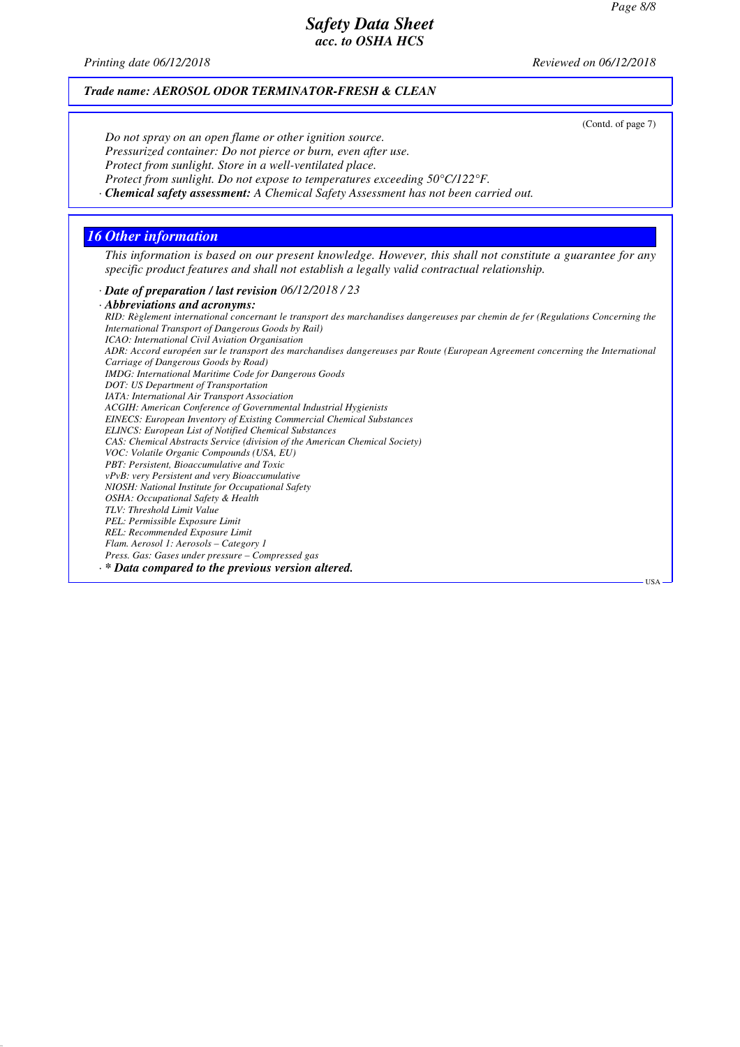*Trade name: AEROSOL ODOR TERMINATOR-FRESH & CLEAN*

(Contd. of page 7)

*Do not spray on an open flame or other ignition source.*
*Pressurized container: Do not pierce or burn, even after use.*
*Protect from sunlight. Store in a well-ventilated place.*
*Protect from sunlight. Do not expose to temperatures exceeding 50°C/122°F.*

· ***Chemical safety assessment:*** *A Chemical Safety Assessment has not been carried out.*

## *16 Other information*

*This information is based on our present knowledge. However, this shall not constitute a guarantee for any specific product features and shall not establish a legally valid contractual relationship.*

· ***Date of preparation / last revision*** *06/12/2018 / 23*

· ***Abbreviations and acronyms:***
*RID: Règlement international concernant le transport des marchandises dangereuses par chemin de fer (Regulations Concerning the International Transport of Dangerous Goods by Rail)*
*ICAO: International Civil Aviation Organisation*
*ADR: Accord européen sur le transport des marchandises dangereuses par Route (European Agreement concerning the International Carriage of Dangerous Goods by Road)*
*IMDG: International Maritime Code for Dangerous Goods*
*DOT: US Department of Transportation*
*IATA: International Air Transport Association*
*ACGIH: American Conference of Governmental Industrial Hygienists*
*EINECS: European Inventory of Existing Commercial Chemical Substances*
*ELINCS: European List of Notified Chemical Substances*
*CAS: Chemical Abstracts Service (division of the American Chemical Society)*
*VOC: Volatile Organic Compounds (USA, EU)*
*PBT: Persistent, Bioaccumulative and Toxic*
*vPvB: very Persistent and very Bioaccumulative*
*NIOSH: National Institute for Occupational Safety*
*OSHA: Occupational Safety & Health*
*TLV: Threshold Limit Value*
*PEL: Permissible Exposure Limit*
*REL: Recommended Exposure Limit*
*Flam. Aerosol 1: Aerosols – Category 1*
*Press. Gas: Gases under pressure – Compressed gas*

· ***\* Data compared to the previous version altered.***

USA